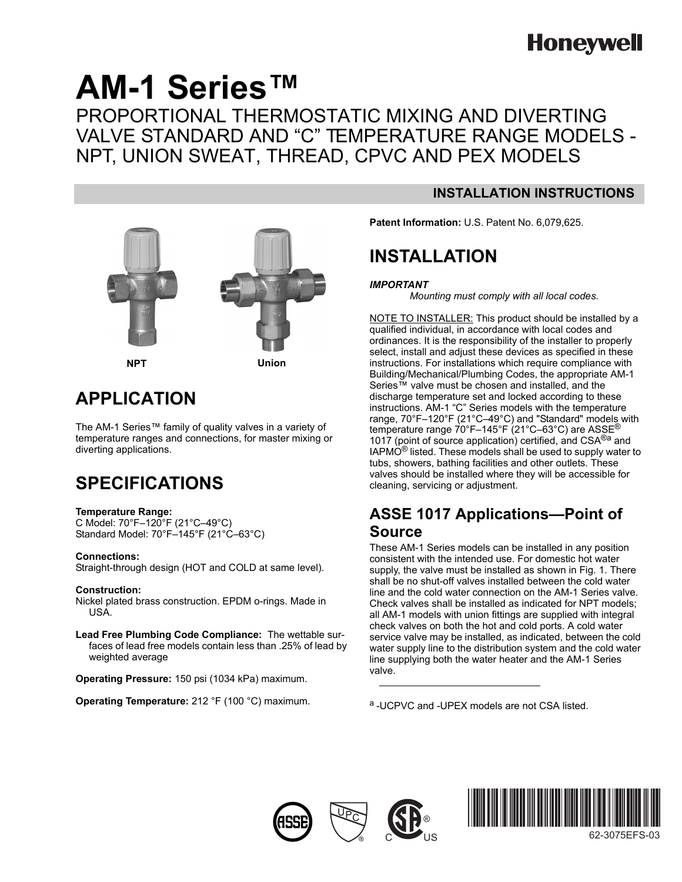Honeywell

# AM-1 Series™

## PROPORTIONAL THERMOSTATIC MIXING AND DIVERTING VALVE STANDARD AND "C" TEMPERATURE RANGE MODELS - NPT, UNION SWEAT, THREAD, CPVC AND PEX MODELS

**INSTALLATION INSTRUCTIONS**

NPT

Union

# APPLICATION

The AM-1 Series™ family of quality valves in a variety of temperature ranges and connections, for master mixing or diverting applications.

# SPECIFICATIONS

**Temperature Range:**
C Model: 70°F–120°F (21°C–49°C)
Standard Model: 70°F–145°F (21°C–63°C)

**Connections:**
Straight-through design (HOT and COLD at same level).

**Construction:**
Nickel plated brass construction. EPDM o-rings. Made in USA.

**Lead Free Plumbing Code Compliance:** The wettable surfaces of lead free models contain less than .25% of lead by weighted average

**Operating Pressure:** 150 psi (1034 kPa) maximum.

**Operating Temperature:** 212 °F (100 °C) maximum.

**Patent Information:** U.S. Patent No. 6,079,625.

# INSTALLATION

***IMPORTANT***
*Mounting must comply with all local codes.*

NOTE TO INSTALLER: This product should be installed by a qualified individual, in accordance with local codes and ordinances. It is the responsibility of the installer to properly select, install and adjust these devices as specified in these instructions. For installations which require compliance with Building/Mechanical/Plumbing Codes, the appropriate AM-1 Series™ valve must be chosen and installed, and the discharge temperature set and locked according to these instructions. AM-1 "C" Series models with the temperature range, 70°F–120°F (21°C–49°C) and "Standard" models with temperature range 70°F–145°F (21°C–63°C) are ASSE® 1017 (point of source application) certified, and CSA®[a] and IAPMO® listed. These models shall be used to supply water to tubs, showers, bathing facilities and other outlets. These valves should be installed where they will be accessible for cleaning, servicing or adjustment.

## ASSE 1017 Applications—Point of Source

These AM-1 Series models can be installed in any position consistent with the intended use. For domestic hot water supply, the valve must be installed as shown in Fig. 1. There shall be no shut-off valves installed between the cold water line and the cold water connection on the AM-1 Series valve. Check valves shall be installed as indicated for NPT models; all AM-1 models with union fittings are supplied with integral check valves on both the hot and cold ports. A cold water service valve may be installed, as indicated, between the cold water supply line to the distribution system and the cold water line supplying both the water heater and the AM-1 Series valve.

[a] -UCPVC and -UPEX models are not CSA listed.

62-3075EFS-03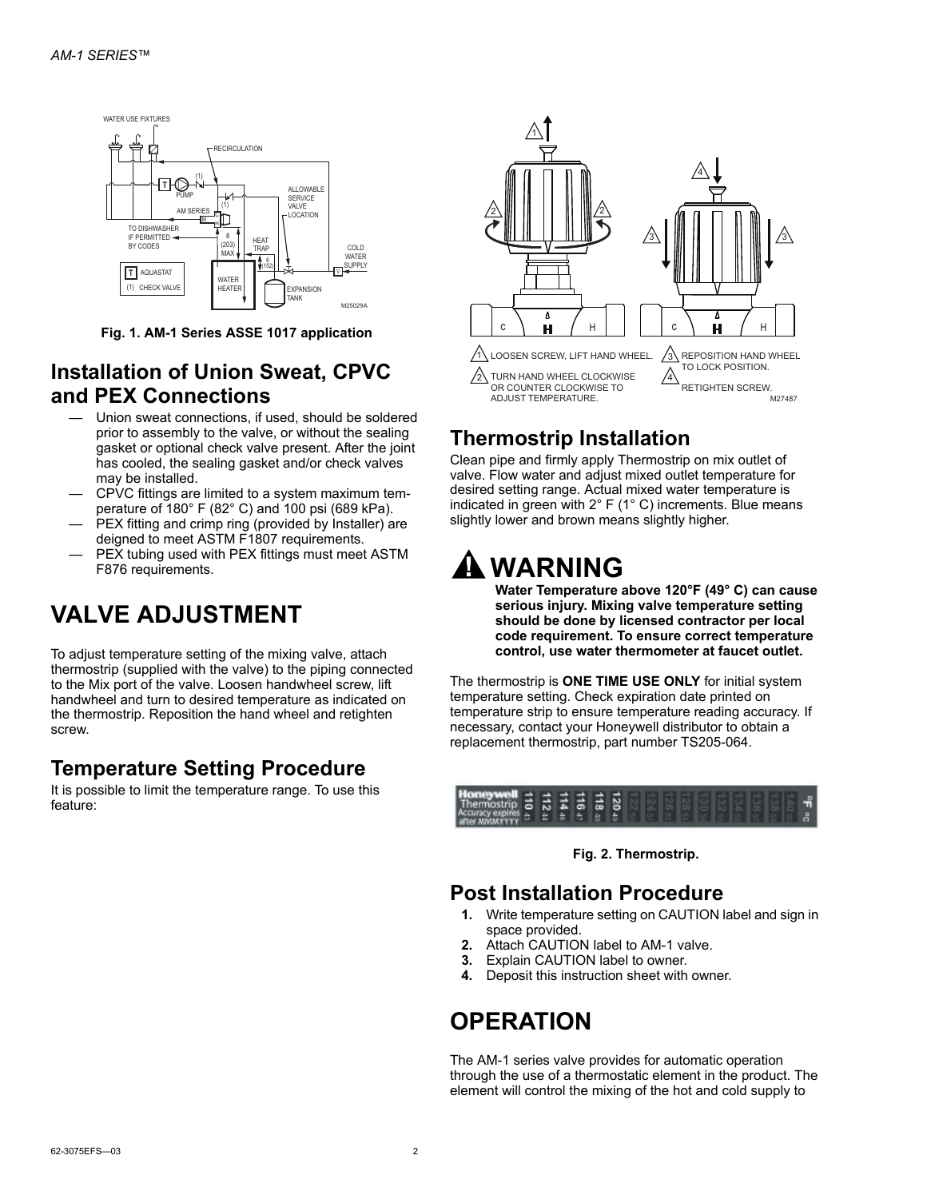Fig. 1. AM-1 Series ASSE 1017 application

## Installation of Union Sweat, CPVC and PEX Connections

- Union sweat connections, if used, should be soldered prior to assembly to the valve, or without the sealing gasket or optional check valve present. After the joint has cooled, the sealing gasket and/or check valves may be installed.
- CPVC fittings are limited to a system maximum temperature of 180° F (82° C) and 100 psi (689 kPa).
- PEX fitting and crimp ring (provided by Installer) are deigned to meet ASTM F1807 requirements.
- PEX tubing used with PEX fittings must meet ASTM F876 requirements.

# VALVE ADJUSTMENT

To adjust temperature setting of the mixing valve, attach thermostrip (supplied with the valve) to the piping connected to the Mix port of the valve. Loosen handwheel screw, lift handwheel and turn to desired temperature as indicated on the thermostrip. Reposition the hand wheel and retighten screw.

## Temperature Setting Procedure

It is possible to limit the temperature range. To use this feature:

1. LOOSEN SCREW, LIFT HAND WHEEL.
2. TURN HAND WHEEL CLOCKWISE OR COUNTER CLOCKWISE TO ADJUST TEMPERATURE.
3. REPOSITION HAND WHEEL TO LOCK POSITION.
4. RETIGHTEN SCREW.

## Thermostrip Installation

Clean pipe and firmly apply Thermostrip on mix outlet of valve. Flow water and adjust mixed outlet temperature for desired setting range. Actual mixed water temperature is indicated in green with 2° F (1° C) increments. Blue means slightly lower and brown means slightly higher.

# ⚠ WARNING

**Water Temperature above 120°F (49° C) can cause serious injury. Mixing valve temperature setting should be done by licensed contractor per local code requirement. To ensure correct temperature control, use water thermometer at faucet outlet.**

The thermostrip is **ONE TIME USE ONLY** for initial system temperature setting. Check expiration date printed on temperature strip to ensure temperature reading accuracy. If necessary, contact your Honeywell distributor to obtain a replacement thermostrip, part number TS205-064.

Fig. 2. Thermostrip.

## Post Installation Procedure

1. Write temperature setting on CAUTION label and sign in space provided.
2. Attach CAUTION label to AM-1 valve.
3. Explain CAUTION label to owner.
4. Deposit this instruction sheet with owner.

# OPERATION

The AM-1 series valve provides for automatic operation through the use of a thermostatic element in the product. The element will control the mixing of the hot and cold supply to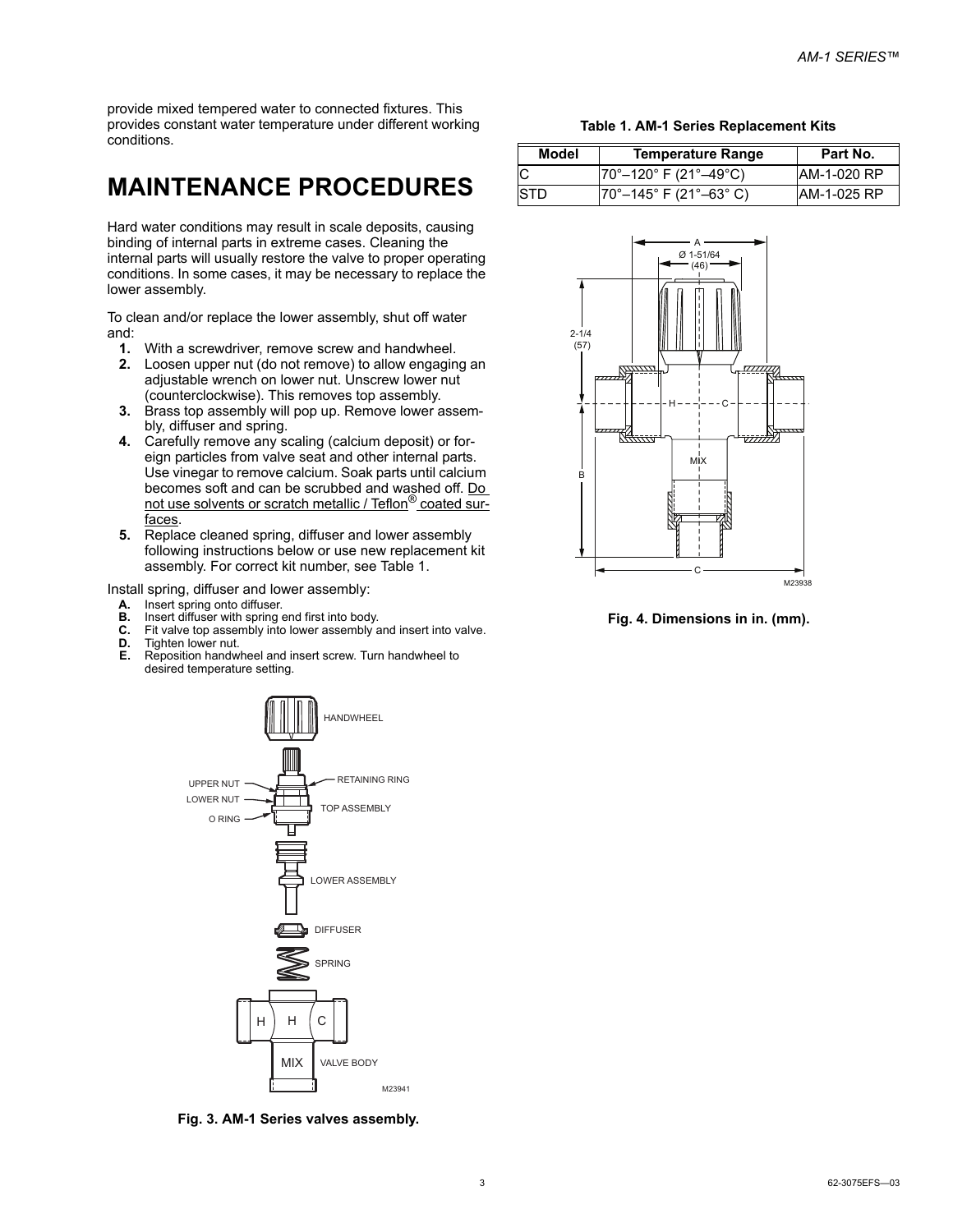provide mixed tempered water to connected fixtures. This provides constant water temperature under different working conditions.

# MAINTENANCE PROCEDURES

Hard water conditions may result in scale deposits, causing binding of internal parts in extreme cases. Cleaning the internal parts will usually restore the valve to proper operating conditions. In some cases, it may be necessary to replace the lower assembly.

To clean and/or replace the lower assembly, shut off water and:

1. With a screwdriver, remove screw and handwheel.
2. Loosen upper nut (do not remove) to allow engaging an adjustable wrench on lower nut. Unscrew lower nut (counterclockwise). This removes top assembly.
3. Brass top assembly will pop up. Remove lower assembly, diffuser and spring.
4. Carefully remove any scaling (calcium deposit) or foreign particles from valve seat and other internal parts. Use vinegar to remove calcium. Soak parts until calcium becomes soft and can be scrubbed and washed off. Do not use solvents or scratch metallic / Teflon® coated surfaces.
5. Replace cleaned spring, diffuser and lower assembly following instructions below or use new replacement kit assembly. For correct kit number, see Table 1.

Install spring, diffuser and lower assembly:

- **A.** Insert spring onto diffuser.
- **B.** Insert diffuser with spring end first into body.
- **C.** Fit valve top assembly into lower assembly and insert into valve.
- **D.** Tighten lower nut.
- **E.** Reposition handwheel and insert screw. Turn handwheel to desired temperature setting.

HANDWHEEL, UPPER NUT, RETAINING RING, LOWER NUT, TOP ASSEMBLY, O RING, LOWER ASSEMBLY, DIFFUSER, SPRING, H, H, C, MIX, VALVE BODY, M23941

**Fig. 3. AM-1 Series valves assembly.**

**Table 1. AM-1 Series Replacement Kits**

| Model | Temperature Range | Part No. |
|---|---|---|
| C | 70°–120° F (21°–49°C) | AM-1-020 RP |
| STD | 70°–145° F (21°–63° C) | AM-1-025 RP |

A, Ø 1-51/64 (46), 2-1/4 (57), H, C, MIX, B, C, M23938

**Fig. 4. Dimensions in in. (mm).**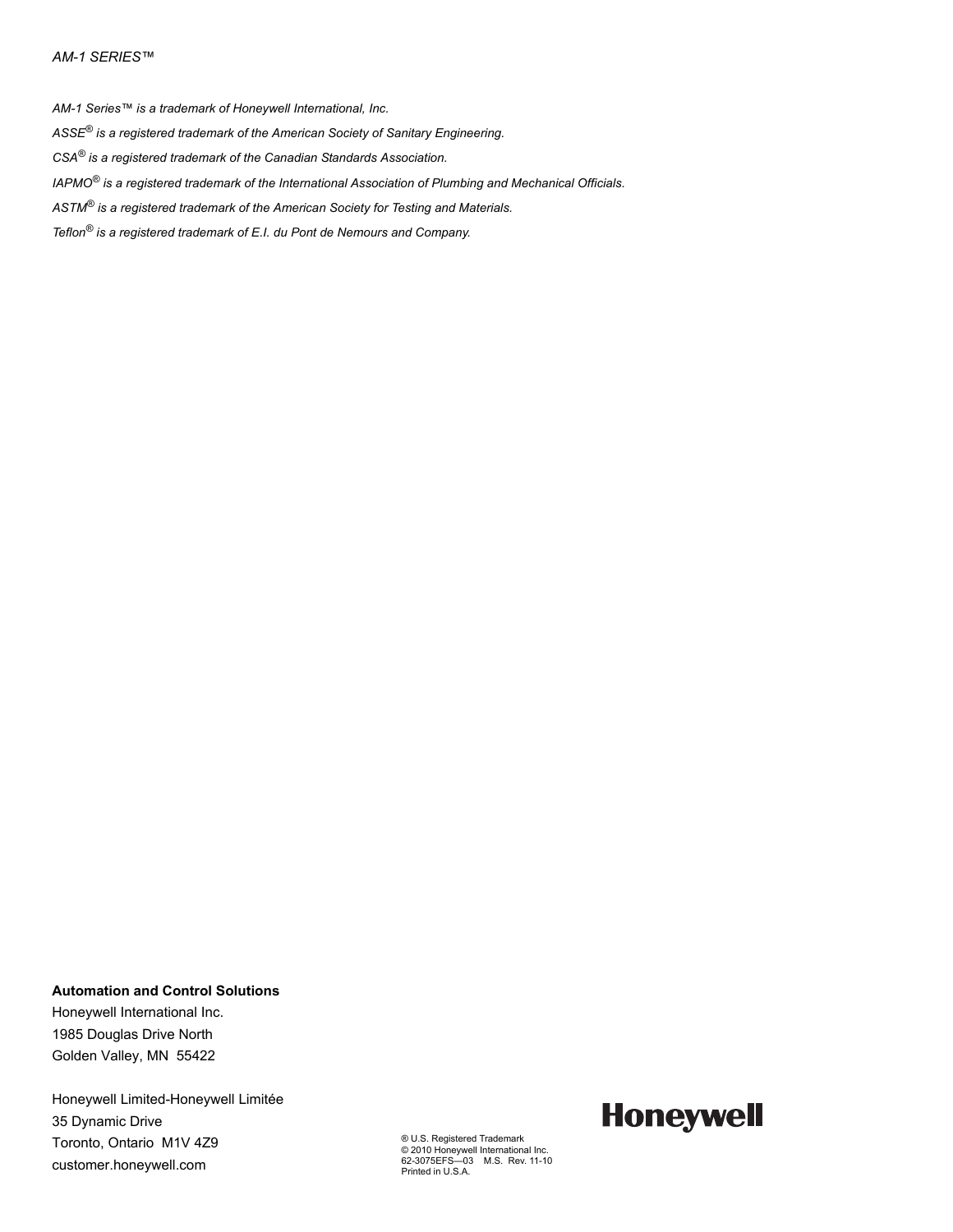*AM-1 Series™ is a trademark of Honeywell International, Inc.*

*ASSE® is a registered trademark of the American Society of Sanitary Engineering.*

*CSA® is a registered trademark of the Canadian Standards Association.*

*IAPMO® is a registered trademark of the International Association of Plumbing and Mechanical Officials.*

*ASTM® is a registered trademark of the American Society for Testing and Materials.*

*Teflon® is a registered trademark of E.I. du Pont de Nemours and Company.*

**Automation and Control Solutions**
Honeywell International Inc.
1985 Douglas Drive North
Golden Valley, MN 55422

Honeywell Limited-Honeywell Limitée
35 Dynamic Drive
Toronto, Ontario M1V 4Z9
customer.honeywell.com

® U.S. Registered Trademark
© 2010 Honeywell International Inc.
62-3075EFS—03 M.S. Rev. 11-10
Printed in U.S.A.

**Honeywell**